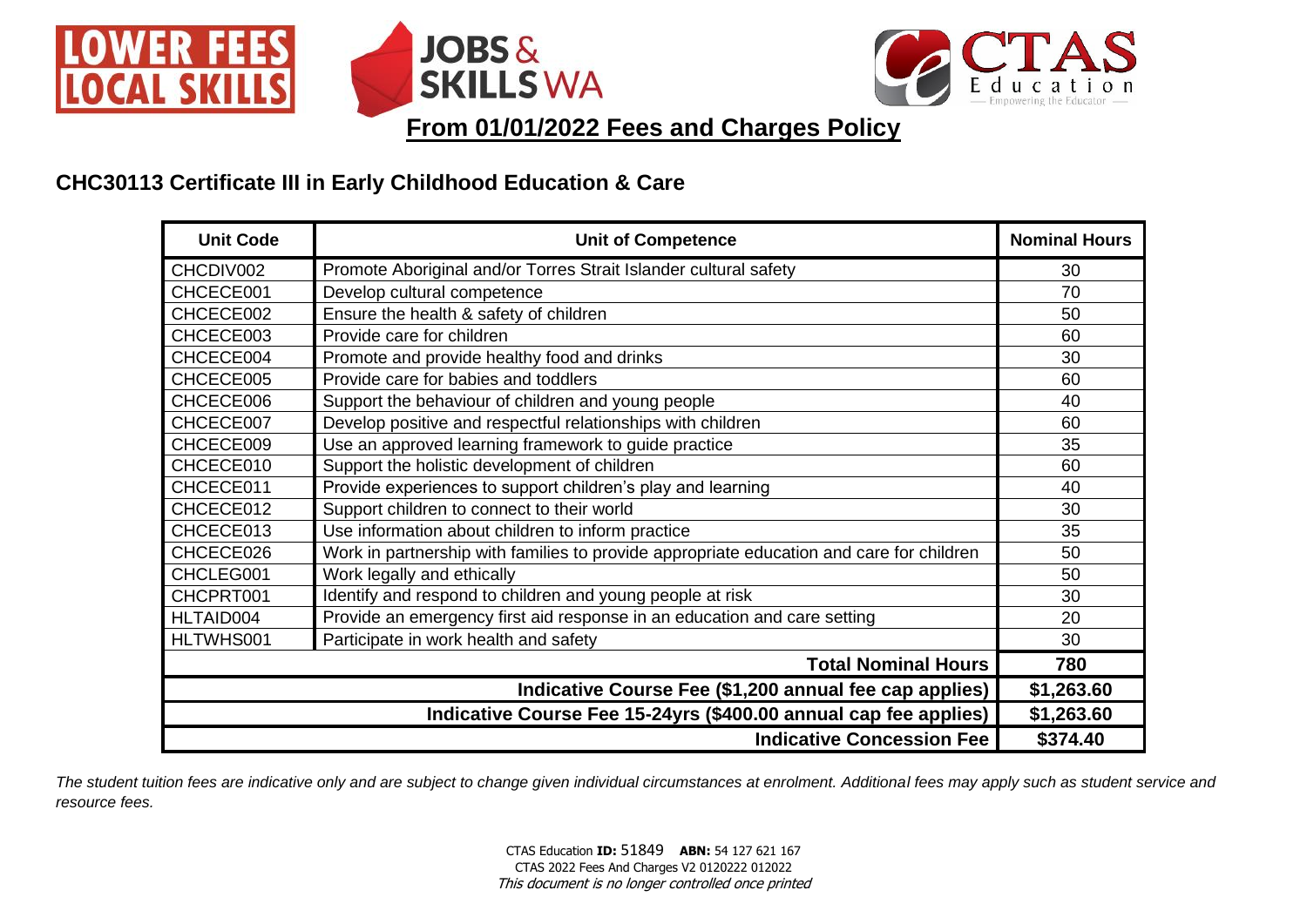**LOWER FEES LOCAL SKILLS** | **JOBS & SKILLS WA** | **CTAS Education — Empowering the Educator**

## From 01/01/2022 Fees and Charges Policy

### CHC30113 Certificate III in Early Childhood Education & Care

| Unit Code | Unit of Competence | Nominal Hours |
|---|---|---|
| CHCDIV002 | Promote Aboriginal and/or Torres Strait Islander cultural safety | 30 |
| CHCECE001 | Develop cultural competence | 70 |
| CHCECE002 | Ensure the health & safety of children | 50 |
| CHCECE003 | Provide care for children | 60 |
| CHCECE004 | Promote and provide healthy food and drinks | 30 |
| CHCECE005 | Provide care for babies and toddlers | 60 |
| CHCECE006 | Support the behaviour of children and young people | 40 |
| CHCECE007 | Develop positive and respectful relationships with children | 60 |
| CHCECE009 | Use an approved learning framework to guide practice | 35 |
| CHCECE010 | Support the holistic development of children | 60 |
| CHCECE011 | Provide experiences to support children's play and learning | 40 |
| CHCECE012 | Support children to connect to their world | 30 |
| CHCECE013 | Use information about children to inform practice | 35 |
| CHCECE026 | Work in partnership with families to provide appropriate education and care for children | 50 |
| CHCLEG001 | Work legally and ethically | 50 |
| CHCPRT001 | Identify and respond to children and young people at risk | 30 |
| HLTAID004 | Provide an emergency first aid response in an education and care setting | 20 |
| HLTWHS001 | Participate in work health and safety | 30 |
| | **Total Nominal Hours** | **780** |
| | **Indicative Course Fee ($1,200 annual fee cap applies)** | **$1,263.60** |
| | **Indicative Course Fee 15-24yrs ($400.00 annual cap fee applies)** | **$1,263.60** |
| | **Indicative Concession Fee** | **$374.40** |

*The student tuition fees are indicative only and are subject to change given individual circumstances at enrolment. Additional fees may apply such as student service and resource fees.*

CTAS Education **ID:** 51849 **ABN:** 54 127 621 167
CTAS 2022 Fees And Charges V2 0120222 012022
*This document is no longer controlled once printed*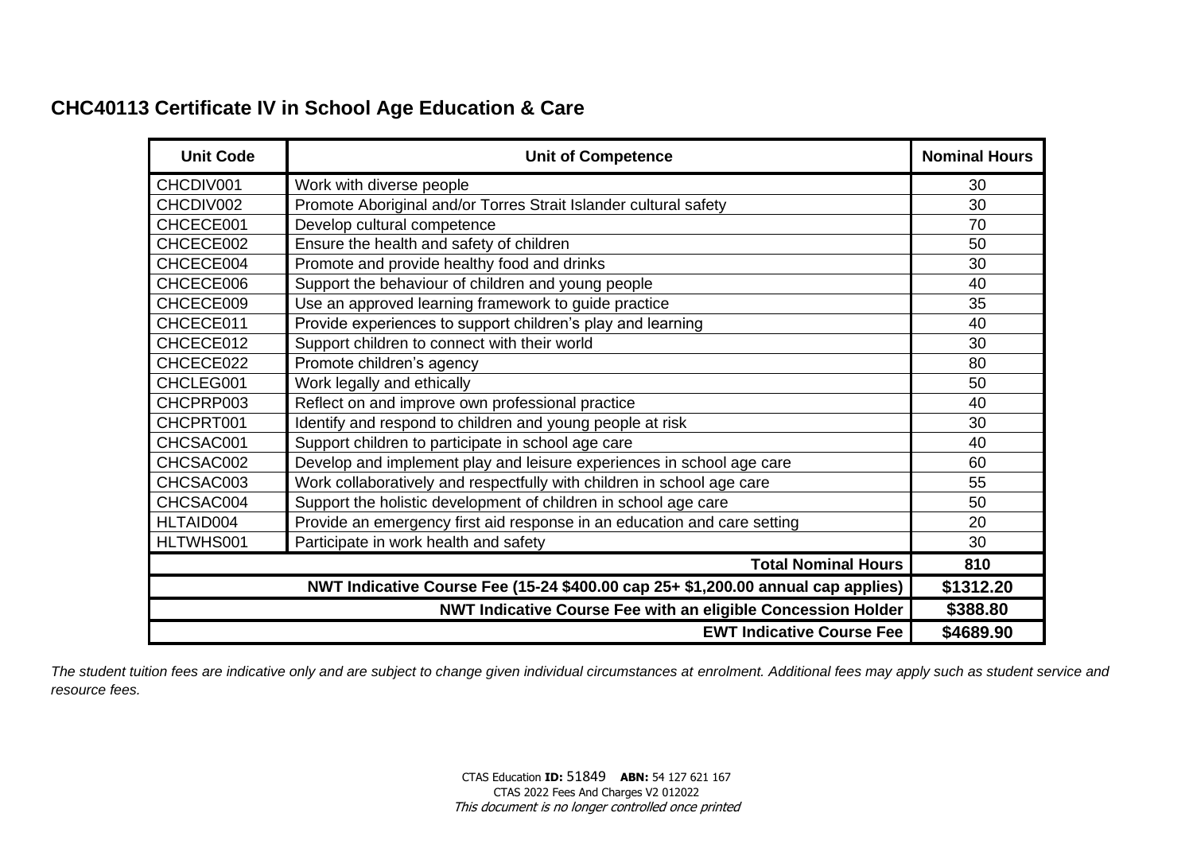## CHC40113 Certificate IV in School Age Education & Care

| Unit Code | Unit of Competence | Nominal Hours |
|---|---|---|
| CHCDIV001 | Work with diverse people | 30 |
| CHCDIV002 | Promote Aboriginal and/or Torres Strait Islander cultural safety | 30 |
| CHCECE001 | Develop cultural competence | 70 |
| CHCECE002 | Ensure the health and safety of children | 50 |
| CHCECE004 | Promote and provide healthy food and drinks | 30 |
| CHCECE006 | Support the behaviour of children and young people | 40 |
| CHCECE009 | Use an approved learning framework to guide practice | 35 |
| CHCECE011 | Provide experiences to support children's play and learning | 40 |
| CHCECE012 | Support children to connect with their world | 30 |
| CHCECE022 | Promote children's agency | 80 |
| CHCLEG001 | Work legally and ethically | 50 |
| CHCPRP003 | Reflect on and improve own professional practice | 40 |
| CHCPRT001 | Identify and respond to children and young people at risk | 30 |
| CHCSAC001 | Support children to participate in school age care | 40 |
| CHCSAC002 | Develop and implement play and leisure experiences in school age care | 60 |
| CHCSAC003 | Work collaboratively and respectfully with children in school age care | 55 |
| CHCSAC004 | Support the holistic development of children in school age care | 50 |
| HLTAID004 | Provide an emergency first aid response in an education and care setting | 20 |
| HLTWHS001 | Participate in work health and safety | 30 |
| | **Total Nominal Hours** | **810** |
| | **NWT Indicative Course Fee (15-24 $400.00 cap 25+ $1,200.00 annual cap applies)** | **$1312.20** |
| | **NWT Indicative Course Fee with an eligible Concession Holder** | **$388.80** |
| | **EWT Indicative Course Fee** | **$4689.90** |

*The student tuition fees are indicative only and are subject to change given individual circumstances at enrolment. Additional fees may apply such as student service and resource fees.*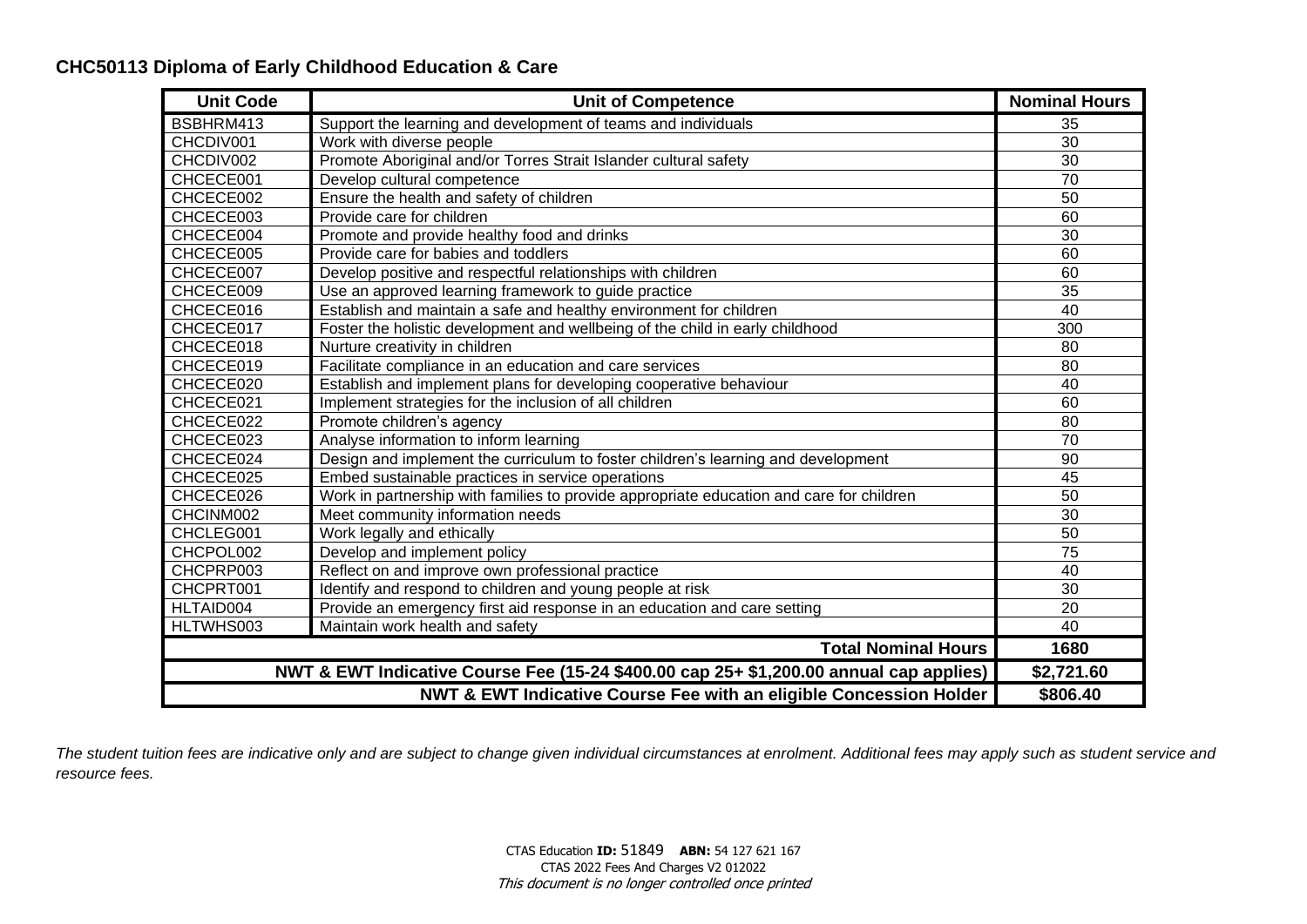**CHC50113 Diploma of Early Childhood Education & Care**

| Unit Code | Unit of Competence | Nominal Hours |
|---|---|---|
| BSBHRM413 | Support the learning and development of teams and individuals | 35 |
| CHCDIV001 | Work with diverse people | 30 |
| CHCDIV002 | Promote Aboriginal and/or Torres Strait Islander cultural safety | 30 |
| CHCECE001 | Develop cultural competence | 70 |
| CHCECE002 | Ensure the health and safety of children | 50 |
| CHCECE003 | Provide care for children | 60 |
| CHCECE004 | Promote and provide healthy food and drinks | 30 |
| CHCECE005 | Provide care for babies and toddlers | 60 |
| CHCECE007 | Develop positive and respectful relationships with children | 60 |
| CHCECE009 | Use an approved learning framework to guide practice | 35 |
| CHCECE016 | Establish and maintain a safe and healthy environment for children | 40 |
| CHCECE017 | Foster the holistic development and wellbeing of the child in early childhood | 300 |
| CHCECE018 | Nurture creativity in children | 80 |
| CHCECE019 | Facilitate compliance in an education and care services | 80 |
| CHCECE020 | Establish and implement plans for developing cooperative behaviour | 40 |
| CHCECE021 | Implement strategies for the inclusion of all children | 60 |
| CHCECE022 | Promote children's agency | 80 |
| CHCECE023 | Analyse information to inform learning | 70 |
| CHCECE024 | Design and implement the curriculum to foster children's learning and development | 90 |
| CHCECE025 | Embed sustainable practices in service operations | 45 |
| CHCECE026 | Work in partnership with families to provide appropriate education and care for children | 50 |
| CHCINM002 | Meet community information needs | 30 |
| CHCLEG001 | Work legally and ethically | 50 |
| CHCPOL002 | Develop and implement policy | 75 |
| CHCPRP003 | Reflect on and improve own professional practice | 40 |
| CHCPRT001 | Identify and respond to children and young people at risk | 30 |
| HLTAID004 | Provide an emergency first aid response in an education and care setting | 20 |
| HLTWHS003 | Maintain work health and safety | 40 |
| | **Total Nominal Hours** | **1680** |
| | **NWT & EWT Indicative Course Fee (15-24 $400.00 cap 25+ $1,200.00 annual cap applies)** | **$2,721.60** |
| | **NWT & EWT Indicative Course Fee with an eligible Concession Holder** | **$806.40** |

*The student tuition fees are indicative only and are subject to change given individual circumstances at enrolment. Additional fees may apply such as student service and resource fees.*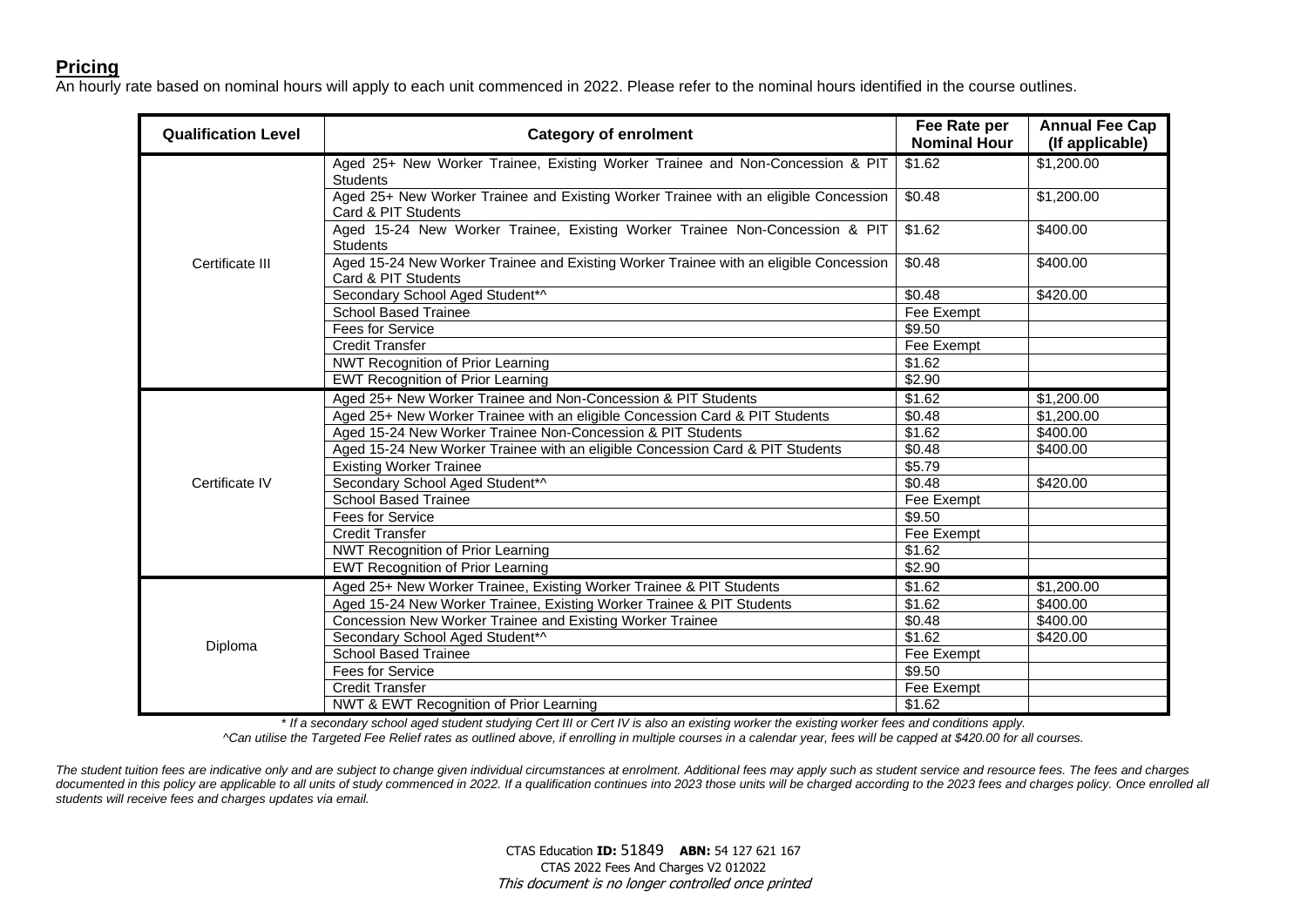## Pricing

An hourly rate based on nominal hours will apply to each unit commenced in 2022. Please refer to the nominal hours identified in the course outlines.

| Qualification Level | Category of enrolment | Fee Rate per Nominal Hour | Annual Fee Cap (If applicable) |
|---|---|---|---|
| Certificate III | Aged 25+ New Worker Trainee, Existing Worker Trainee and Non-Concession & PIT Students | $1.62 | $1,200.00 |
| | Aged 25+ New Worker Trainee and Existing Worker Trainee with an eligible Concession Card & PIT Students | $0.48 | $1,200.00 |
| | Aged 15-24 New Worker Trainee, Existing Worker Trainee Non-Concession & PIT Students | $1.62 | $400.00 |
| | Aged 15-24 New Worker Trainee and Existing Worker Trainee with an eligible Concession Card & PIT Students | $0.48 | $400.00 |
| | Secondary School Aged Student*^ | $0.48 | $420.00 |
| | School Based Trainee | Fee Exempt | |
| | Fees for Service | $9.50 | |
| | Credit Transfer | Fee Exempt | |
| | NWT Recognition of Prior Learning | $1.62 | |
| | EWT Recognition of Prior Learning | $2.90 | |
| Certificate IV | Aged 25+ New Worker Trainee and Non-Concession & PIT Students | $1.62 | $1,200.00 |
| | Aged 25+ New Worker Trainee with an eligible Concession Card & PIT Students | $0.48 | $1,200.00 |
| | Aged 15-24 New Worker Trainee Non-Concession & PIT Students | $1.62 | $400.00 |
| | Aged 15-24 New Worker Trainee with an eligible Concession Card & PIT Students | $0.48 | $400.00 |
| | Existing Worker Trainee | $5.79 | |
| | Secondary School Aged Student*^ | $0.48 | $420.00 |
| | School Based Trainee | Fee Exempt | |
| | Fees for Service | $9.50 | |
| | Credit Transfer | Fee Exempt | |
| | NWT Recognition of Prior Learning | $1.62 | |
| | EWT Recognition of Prior Learning | $2.90 | |
| Diploma | Aged 25+ New Worker Trainee, Existing Worker Trainee & PIT Students | $1.62 | $1,200.00 |
| | Aged 15-24 New Worker Trainee, Existing Worker Trainee & PIT Students | $1.62 | $400.00 |
| | Concession New Worker Trainee and Existing Worker Trainee | $0.48 | $400.00 |
| | Secondary School Aged Student*^ | $1.62 | $420.00 |
| | School Based Trainee | Fee Exempt | |
| | Fees for Service | $9.50 | |
| | Credit Transfer | Fee Exempt | |
| | NWT & EWT Recognition of Prior Learning | $1.62 | |

*\* If a secondary school aged student studying Cert III or Cert IV is also an existing worker the existing worker fees and conditions apply.*

*^Can utilise the Targeted Fee Relief rates as outlined above, if enrolling in multiple courses in a calendar year, fees will be capped at $420.00 for all courses.*

*The student tuition fees are indicative only and are subject to change given individual circumstances at enrolment. Additional fees may apply such as student service and resource fees. The fees and charges documented in this policy are applicable to all units of study commenced in 2022. If a qualification continues into 2023 those units will be charged according to the 2023 fees and charges policy. Once enrolled all students will receive fees and charges updates via email.*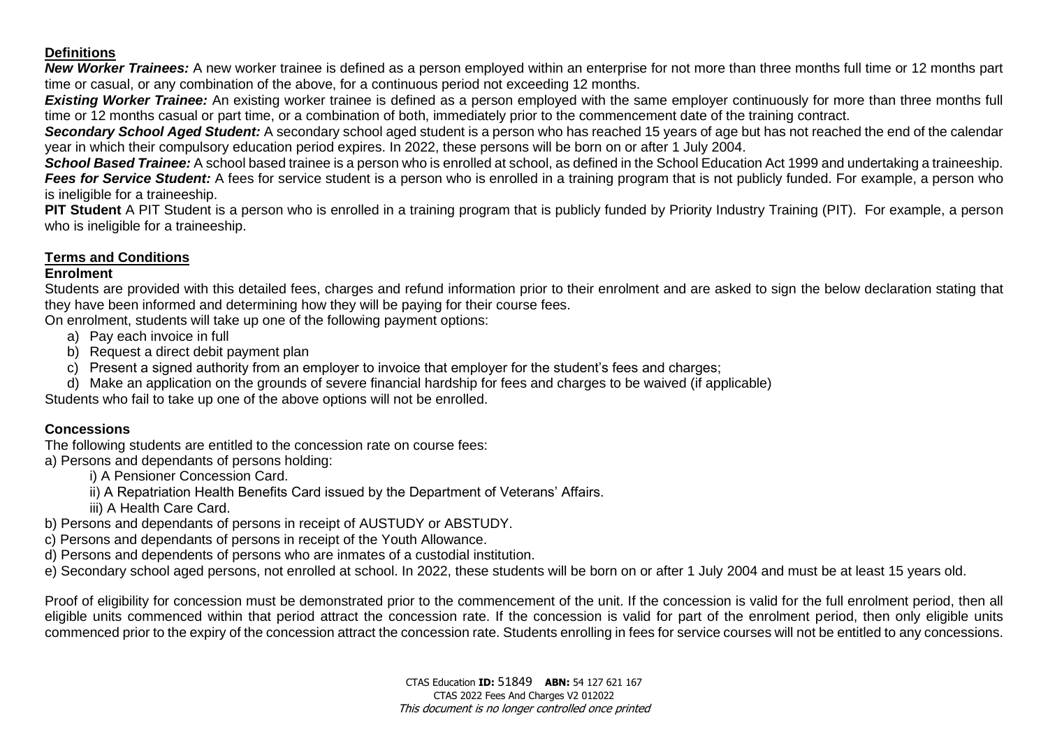## Definitions

***New Worker Trainees:*** A new worker trainee is defined as a person employed within an enterprise for not more than three months full time or 12 months part time or casual, or any combination of the above, for a continuous period not exceeding 12 months.

***Existing Worker Trainee:*** An existing worker trainee is defined as a person employed with the same employer continuously for more than three months full time or 12 months casual or part time, or a combination of both, immediately prior to the commencement date of the training contract.

***Secondary School Aged Student:*** A secondary school aged student is a person who has reached 15 years of age but has not reached the end of the calendar year in which their compulsory education period expires. In 2022, these persons will be born on or after 1 July 2004.

***School Based Trainee:*** A school based trainee is a person who is enrolled at school, as defined in the School Education Act 1999 and undertaking a traineeship.

***Fees for Service Student:*** A fees for service student is a person who is enrolled in a training program that is not publicly funded. For example, a person who is ineligible for a traineeship.

**PIT Student** A PIT Student is a person who is enrolled in a training program that is publicly funded by Priority Industry Training (PIT). For example, a person who is ineligible for a traineeship.

## Terms and Conditions

### Enrolment

Students are provided with this detailed fees, charges and refund information prior to their enrolment and are asked to sign the below declaration stating that they have been informed and determining how they will be paying for their course fees.

On enrolment, students will take up one of the following payment options:

a) Pay each invoice in full
b) Request a direct debit payment plan
c) Present a signed authority from an employer to invoice that employer for the student's fees and charges;
d) Make an application on the grounds of severe financial hardship for fees and charges to be waived (if applicable)

Students who fail to take up one of the above options will not be enrolled.

### Concessions

The following students are entitled to the concession rate on course fees:

a) Persons and dependants of persons holding:
   i) A Pensioner Concession Card.
   ii) A Repatriation Health Benefits Card issued by the Department of Veterans' Affairs.
   iii) A Health Care Card.
b) Persons and dependants of persons in receipt of AUSTUDY or ABSTUDY.
c) Persons and dependants of persons in receipt of the Youth Allowance.
d) Persons and dependents of persons who are inmates of a custodial institution.
e) Secondary school aged persons, not enrolled at school. In 2022, these students will be born on or after 1 July 2004 and must be at least 15 years old.

Proof of eligibility for concession must be demonstrated prior to the commencement of the unit. If the concession is valid for the full enrolment period, then all eligible units commenced within that period attract the concession rate. If the concession is valid for part of the enrolment period, then only eligible units commenced prior to the expiry of the concession attract the concession rate. Students enrolling in fees for service courses will not be entitled to any concessions.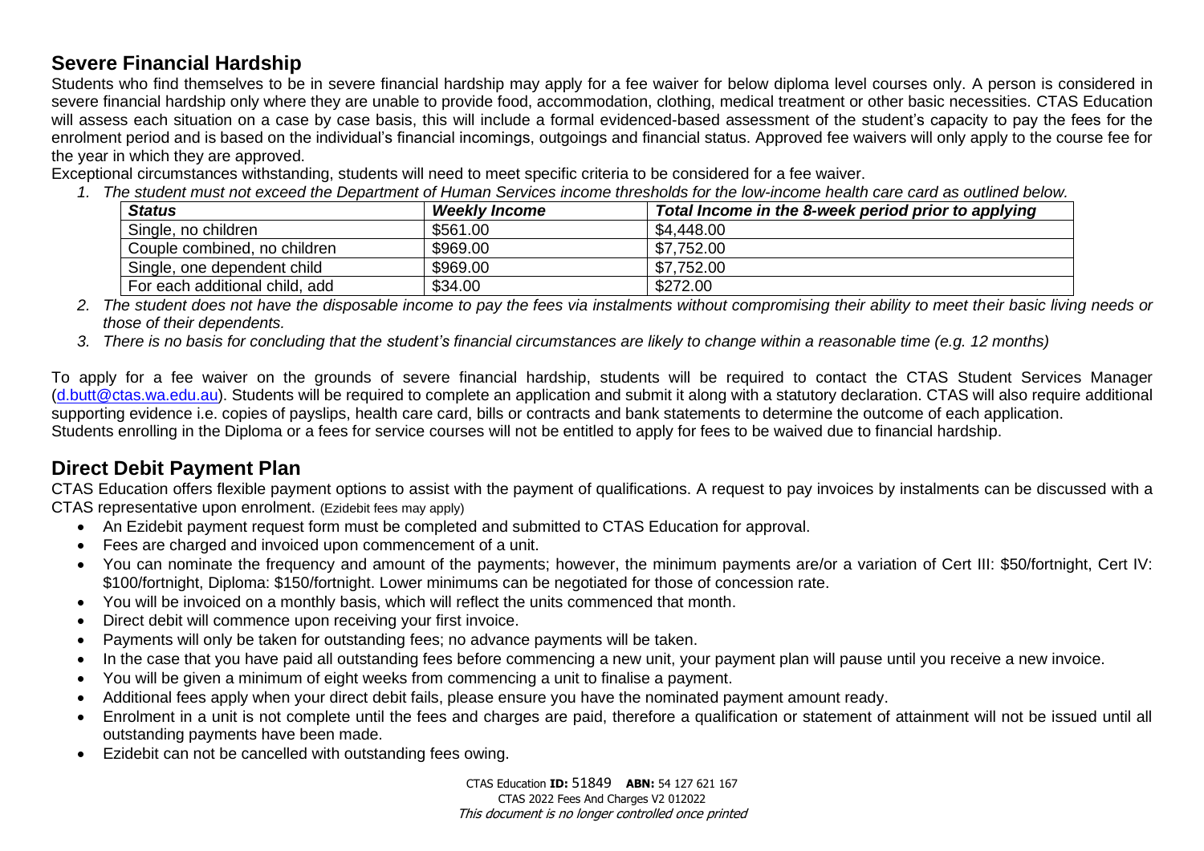## Severe Financial Hardship

Students who find themselves to be in severe financial hardship may apply for a fee waiver for below diploma level courses only. A person is considered in severe financial hardship only where they are unable to provide food, accommodation, clothing, medical treatment or other basic necessities. CTAS Education will assess each situation on a case by case basis, this will include a formal evidenced-based assessment of the student's capacity to pay the fees for the enrolment period and is based on the individual's financial incomings, outgoings and financial status. Approved fee waivers will only apply to the course fee for the year in which they are approved.

Exceptional circumstances withstanding, students will need to meet specific criteria to be considered for a fee waiver.

1. *The student must not exceed the Department of Human Services income thresholds for the low-income health care card as outlined below.*

| *Status* | *Weekly Income* | *Total Income in the 8-week period prior to applying* |
|---|---|---|
| Single, no children | $561.00 | $4,448.00 |
| Couple combined, no children | $969.00 | $7,752.00 |
| Single, one dependent child | $969.00 | $7,752.00 |
| For each additional child, add | $34.00 | $272.00 |

2. *The student does not have the disposable income to pay the fees via instalments without compromising their ability to meet their basic living needs or those of their dependents.*
3. *There is no basis for concluding that the student's financial circumstances are likely to change within a reasonable time (e.g. 12 months)*

To apply for a fee waiver on the grounds of severe financial hardship, students will be required to contact the CTAS Student Services Manager (d.butt@ctas.wa.edu.au). Students will be required to complete an application and submit it along with a statutory declaration. CTAS will also require additional supporting evidence i.e. copies of payslips, health care card, bills or contracts and bank statements to determine the outcome of each application.

Students enrolling in the Diploma or a fees for service courses will not be entitled to apply for fees to be waived due to financial hardship.

## Direct Debit Payment Plan

CTAS Education offers flexible payment options to assist with the payment of qualifications. A request to pay invoices by instalments can be discussed with a CTAS representative upon enrolment. (Ezidebit fees may apply)

- An Ezidebit payment request form must be completed and submitted to CTAS Education for approval.
- Fees are charged and invoiced upon commencement of a unit.
- You can nominate the frequency and amount of the payments; however, the minimum payments are/or a variation of Cert III: $50/fortnight, Cert IV: $100/fortnight, Diploma: $150/fortnight. Lower minimums can be negotiated for those of concession rate.
- You will be invoiced on a monthly basis, which will reflect the units commenced that month.
- Direct debit will commence upon receiving your first invoice.
- Payments will only be taken for outstanding fees; no advance payments will be taken.
- In the case that you have paid all outstanding fees before commencing a new unit, your payment plan will pause until you receive a new invoice.
- You will be given a minimum of eight weeks from commencing a unit to finalise a payment.
- Additional fees apply when your direct debit fails, please ensure you have the nominated payment amount ready.
- Enrolment in a unit is not complete until the fees and charges are paid, therefore a qualification or statement of attainment will not be issued until all outstanding payments have been made.
- Ezidebit can not be cancelled with outstanding fees owing.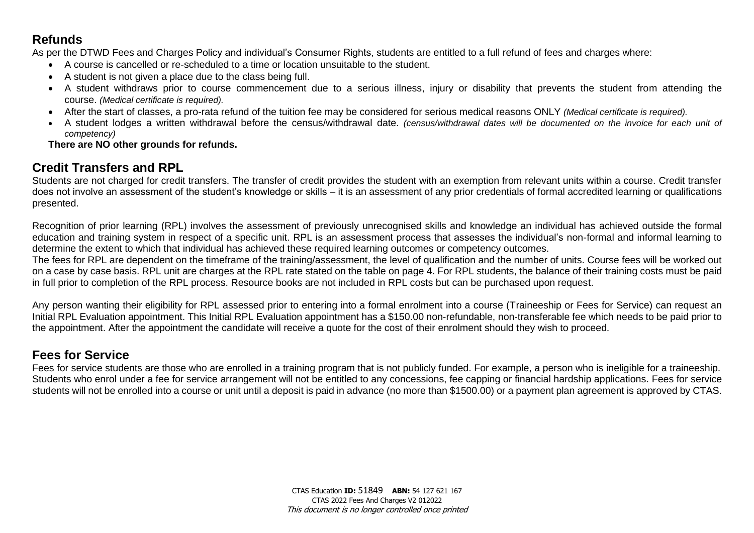## Refunds

As per the DTWD Fees and Charges Policy and individual's Consumer Rights, students are entitled to a full refund of fees and charges where:

- A course is cancelled or re-scheduled to a time or location unsuitable to the student.
- A student is not given a place due to the class being full.
- A student withdraws prior to course commencement due to a serious illness, injury or disability that prevents the student from attending the course. *(Medical certificate is required).*
- After the start of classes, a pro-rata refund of the tuition fee may be considered for serious medical reasons ONLY *(Medical certificate is required).*
- A student lodges a written withdrawal before the census/withdrawal date. *(census/withdrawal dates will be documented on the invoice for each unit of competency)*

**There are NO other grounds for refunds.**

## Credit Transfers and RPL

Students are not charged for credit transfers. The transfer of credit provides the student with an exemption from relevant units within a course. Credit transfer does not involve an assessment of the student's knowledge or skills – it is an assessment of any prior credentials of formal accredited learning or qualifications presented.

Recognition of prior learning (RPL) involves the assessment of previously unrecognised skills and knowledge an individual has achieved outside the formal education and training system in respect of a specific unit. RPL is an assessment process that assesses the individual's non-formal and informal learning to determine the extent to which that individual has achieved these required learning outcomes or competency outcomes.

The fees for RPL are dependent on the timeframe of the training/assessment, the level of qualification and the number of units. Course fees will be worked out on a case by case basis. RPL unit are charges at the RPL rate stated on the table on page 4. For RPL students, the balance of their training costs must be paid in full prior to completion of the RPL process. Resource books are not included in RPL costs but can be purchased upon request.

Any person wanting their eligibility for RPL assessed prior to entering into a formal enrolment into a course (Traineeship or Fees for Service) can request an Initial RPL Evaluation appointment. This Initial RPL Evaluation appointment has a $150.00 non-refundable, non-transferable fee which needs to be paid prior to the appointment. After the appointment the candidate will receive a quote for the cost of their enrolment should they wish to proceed.

## Fees for Service

Fees for service students are those who are enrolled in a training program that is not publicly funded. For example, a person who is ineligible for a traineeship. Students who enrol under a fee for service arrangement will not be entitled to any concessions, fee capping or financial hardship applications. Fees for service students will not be enrolled into a course or unit until a deposit is paid in advance (no more than $1500.00) or a payment plan agreement is approved by CTAS.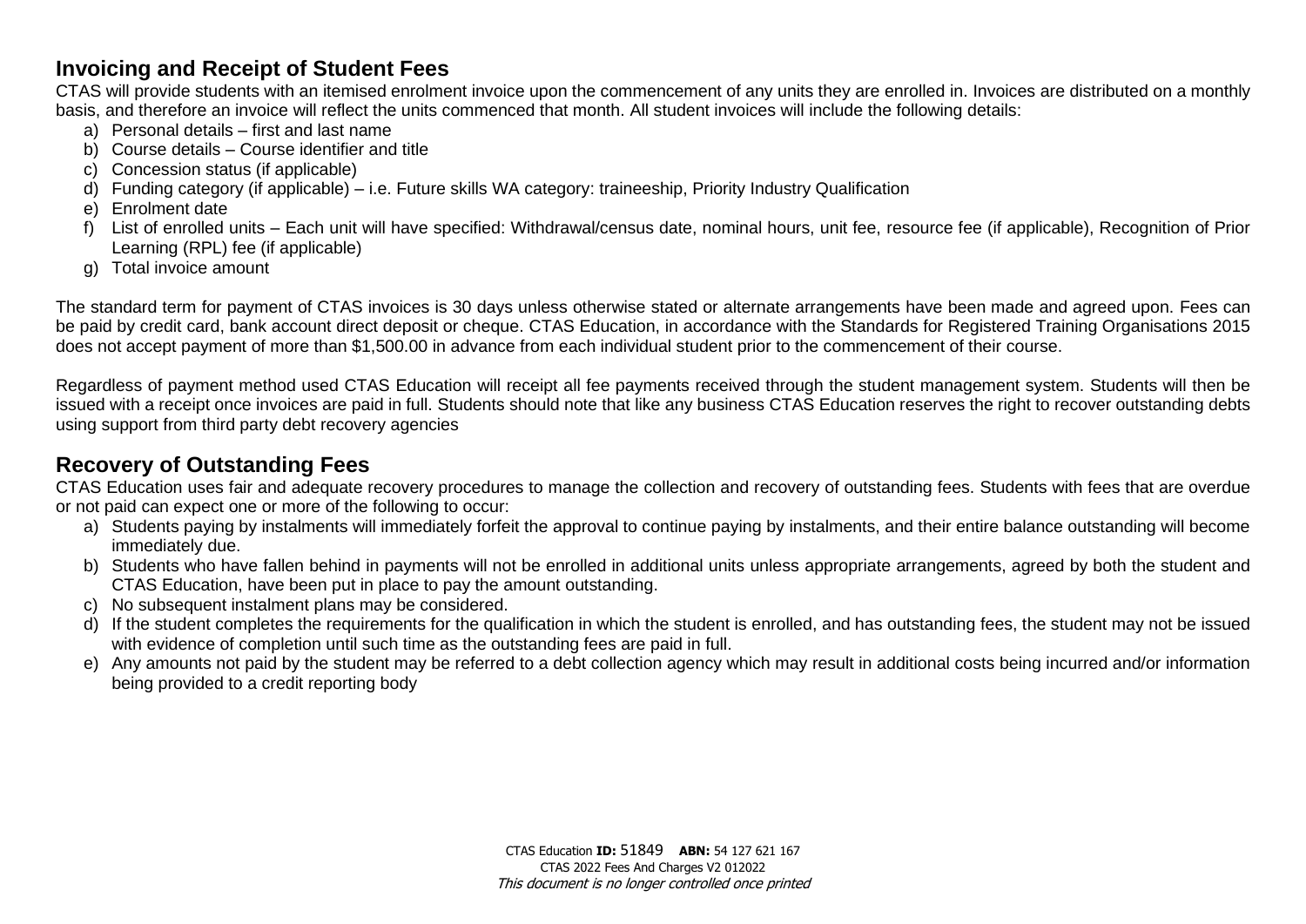## Invoicing and Receipt of Student Fees

CTAS will provide students with an itemised enrolment invoice upon the commencement of any units they are enrolled in. Invoices are distributed on a monthly basis, and therefore an invoice will reflect the units commenced that month. All student invoices will include the following details:

a) Personal details – first and last name
b) Course details – Course identifier and title
c) Concession status (if applicable)
d) Funding category (if applicable) – i.e. Future skills WA category: traineeship, Priority Industry Qualification
e) Enrolment date
f) List of enrolled units – Each unit will have specified: Withdrawal/census date, nominal hours, unit fee, resource fee (if applicable), Recognition of Prior Learning (RPL) fee (if applicable)
g) Total invoice amount

The standard term for payment of CTAS invoices is 30 days unless otherwise stated or alternate arrangements have been made and agreed upon. Fees can be paid by credit card, bank account direct deposit or cheque. CTAS Education, in accordance with the Standards for Registered Training Organisations 2015 does not accept payment of more than $1,500.00 in advance from each individual student prior to the commencement of their course.

Regardless of payment method used CTAS Education will receipt all fee payments received through the student management system. Students will then be issued with a receipt once invoices are paid in full. Students should note that like any business CTAS Education reserves the right to recover outstanding debts using support from third party debt recovery agencies

## Recovery of Outstanding Fees

CTAS Education uses fair and adequate recovery procedures to manage the collection and recovery of outstanding fees. Students with fees that are overdue or not paid can expect one or more of the following to occur:

a) Students paying by instalments will immediately forfeit the approval to continue paying by instalments, and their entire balance outstanding will become immediately due.
b) Students who have fallen behind in payments will not be enrolled in additional units unless appropriate arrangements, agreed by both the student and CTAS Education, have been put in place to pay the amount outstanding.
c) No subsequent instalment plans may be considered.
d) If the student completes the requirements for the qualification in which the student is enrolled, and has outstanding fees, the student may not be issued with evidence of completion until such time as the outstanding fees are paid in full.
e) Any amounts not paid by the student may be referred to a debt collection agency which may result in additional costs being incurred and/or information being provided to a credit reporting body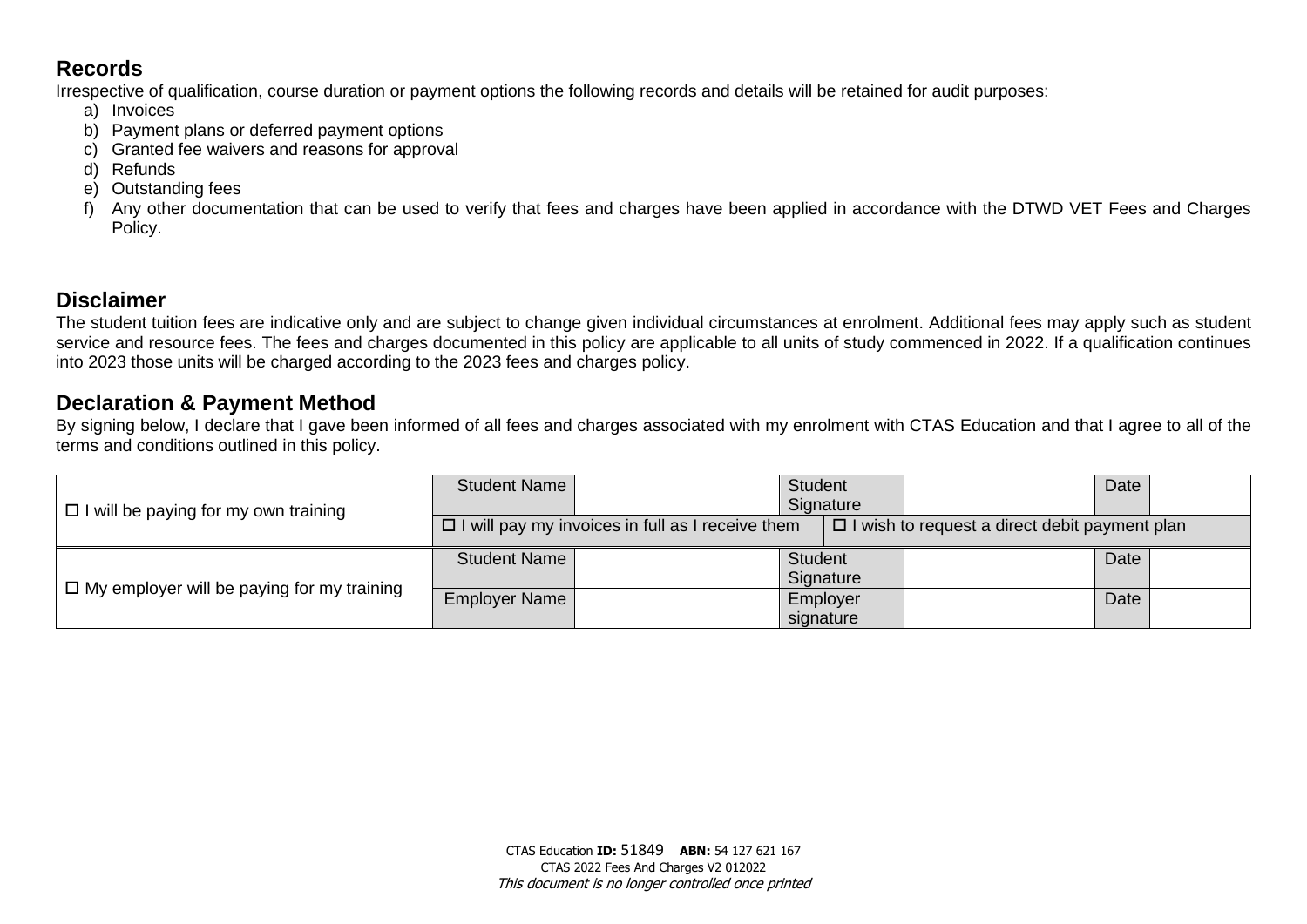## Records

Irrespective of qualification, course duration or payment options the following records and details will be retained for audit purposes:

a) Invoices
b) Payment plans or deferred payment options
c) Granted fee waivers and reasons for approval
d) Refunds
e) Outstanding fees
f) Any other documentation that can be used to verify that fees and charges have been applied in accordance with the DTWD VET Fees and Charges Policy.

## Disclaimer

The student tuition fees are indicative only and are subject to change given individual circumstances at enrolment. Additional fees may apply such as student service and resource fees. The fees and charges documented in this policy are applicable to all units of study commenced in 2022. If a qualification continues into 2023 those units will be charged according to the 2023 fees and charges policy.

## Declaration & Payment Method

By signing below, I declare that I gave been informed of all fees and charges associated with my enrolment with CTAS Education and that I agree to all of the terms and conditions outlined in this policy.

| | | | | | | |
|---|---|---|---|---|---|---|
| ☐ I will be paying for my own training | Student Name | | Student Signature | | Date | |
| | ☐ I will pay my invoices in full as I receive them | | | ☐ I wish to request a direct debit payment plan | | |

| | | | | | | |
|---|---|---|---|---|---|---|
| ☐ My employer will be paying for my training | Student Name | | Student Signature | | Date | |
| | Employer Name | | Employer signature | | Date | |

CTAS Education **ID:** 51849 **ABN:** 54 127 621 167
CTAS 2022 Fees And Charges V2 012022
*This document is no longer controlled once printed*